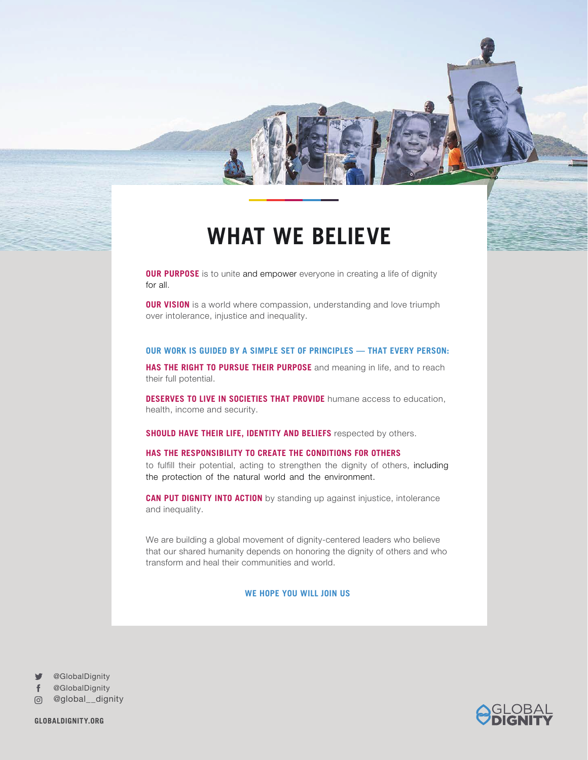# WHAT WE BELIEVE

**OUR PURPOSE** is to unite and empower everyone in creating a life of dignity for all.

**OUR VISION** is a world where compassion, understanding and love triumph over intolerance, injustice and inequality.

**OUR WORK IS GUIDED BY A SIMPLE SET OF PRINCIPLES — THAT EVERY PERSON:**

**HAS THE RIGHT TO PURSUE THEIR PURPOSE** and meaning in life, and to reach their full potential.

**DESERVES TO LIVE IN SOCIETIES THAT PROVIDE** humane access to education, health, income and security.

**SHOULD HAVE THEIR LIFE, IDENTITY AND BELIEFS** respected by others.

**HAS THE RESPONSIBILITY TO CREATE THE CONDITIONS FOR OTHERS** to fulfill their potential, acting to strengthen the dignity of others, including the protection of the natural world and the environment.

**CAN PUT DIGNITY INTO ACTION** by standing up against injustice, intolerance and inequality.

We are building a global movement of dignity-centered leaders who believe that our shared humanity depends on honoring the dignity of others and who transform and heal their communities and world.

**WE HOPE YOU WILL JOIN US**

@GlobalDignity
@GlobalDignity
@global__dignity

**GLOBALDIGNITY.ORG**

GLOBAL DIGNITY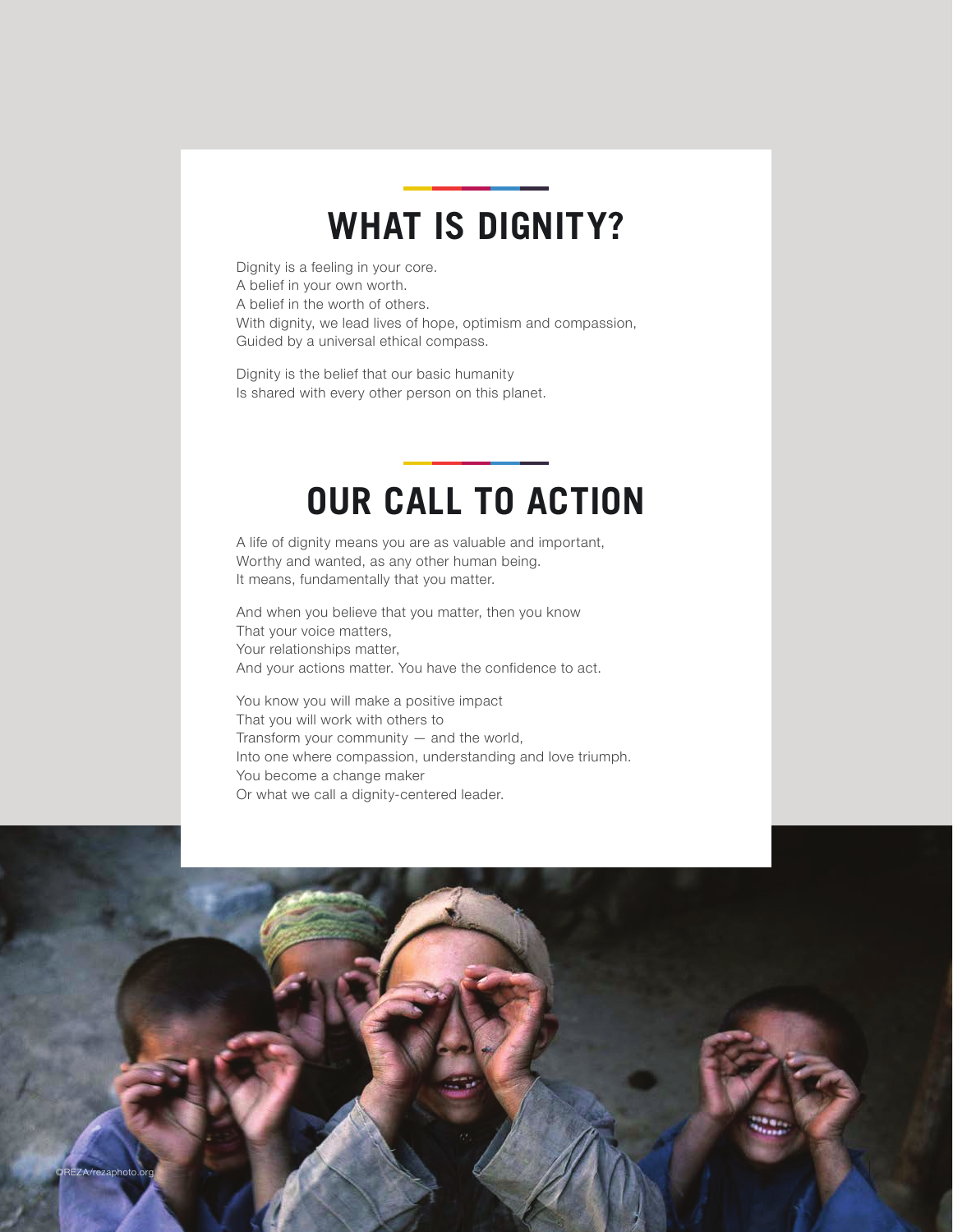# WHAT IS DIGNITY?

Dignity is a feeling in your core.
A belief in your own worth.
A belief in the worth of others.
With dignity, we lead lives of hope, optimism and compassion,
Guided by a universal ethical compass.

Dignity is the belief that our basic humanity
Is shared with every other person on this planet.

# OUR CALL TO ACTION

A life of dignity means you are as valuable and important,
Worthy and wanted, as any other human being.
It means, fundamentally that you matter.

And when you believe that you matter, then you know
That your voice matters,
Your relationships matter,
And your actions matter. You have the confidence to act.

You know you will make a positive impact
That you will work with others to
Transform your community — and the world,
Into one where compassion, understanding and love triumph.
You become a change maker
Or what we call a dignity-centered leader.

©REZA/rezaphoto.org